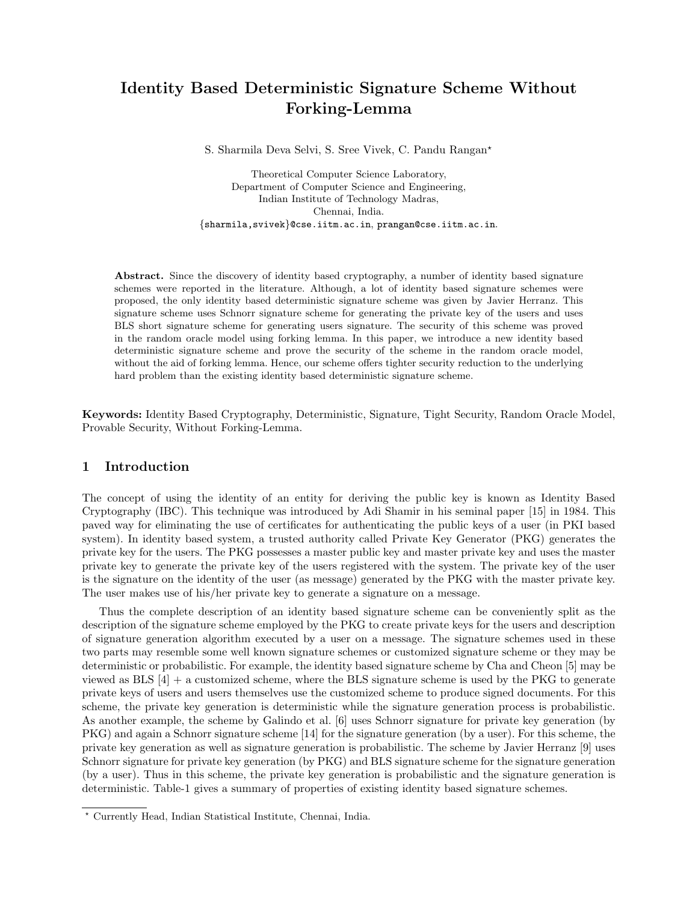# Identity Based Deterministic Signature Scheme Without Forking-Lemma

S. Sharmila Deva Selvi, S. Sree Vivek, C. Pandu Rangan*

Theoretical Computer Science Laboratory,
Department of Computer Science and Engineering,
Indian Institute of Technology Madras,
Chennai, India.
{sharmila,svivek}@cse.iitm.ac.in, prangan@cse.iitm.ac.in.

**Abstract.** Since the discovery of identity based cryptography, a number of identity based signature schemes were reported in the literature. Although, a lot of identity based signature schemes were proposed, the only identity based deterministic signature scheme was given by Javier Herranz. This signature scheme uses Schnorr signature scheme for generating the private key of the users and uses BLS short signature scheme for generating users signature. The security of this scheme was proved in the random oracle model using forking lemma. In this paper, we introduce a new identity based deterministic signature scheme and prove the security of the scheme in the random oracle model, without the aid of forking lemma. Hence, our scheme offers tighter security reduction to the underlying hard problem than the existing identity based deterministic signature scheme.

**Keywords:** Identity Based Cryptography, Deterministic, Signature, Tight Security, Random Oracle Model, Provable Security, Without Forking-Lemma.

## 1 Introduction

The concept of using the identity of an entity for deriving the public key is known as Identity Based Cryptography (IBC). This technique was introduced by Adi Shamir in his seminal paper [15] in 1984. This paved way for eliminating the use of certificates for authenticating the public keys of a user (in PKI based system). In identity based system, a trusted authority called Private Key Generator (PKG) generates the private key for the users. The PKG possesses a master public key and master private key and uses the master private key to generate the private key of the users registered with the system. The private key of the user is the signature on the identity of the user (as message) generated by the PKG with the master private key. The user makes use of his/her private key to generate a signature on a message.

Thus the complete description of an identity based signature scheme can be conveniently split as the description of the signature scheme employed by the PKG to create private keys for the users and description of signature generation algorithm executed by a user on a message. The signature schemes used in these two parts may resemble some well known signature schemes or customized signature scheme or they may be deterministic or probabilistic. For example, the identity based signature scheme by Cha and Cheon [5] may be viewed as BLS [4] + a customized scheme, where the BLS signature scheme is used by the PKG to generate private keys of users and users themselves use the customized scheme to produce signed documents. For this scheme, the private key generation is deterministic while the signature generation process is probabilistic. As another example, the scheme by Galindo et al. [6] uses Schnorr signature for private key generation (by PKG) and again a Schnorr signature scheme [14] for the signature generation (by a user). For this scheme, the private key generation as well as signature generation is probabilistic. The scheme by Javier Herranz [9] uses Schnorr signature for private key generation (by PKG) and BLS signature scheme for the signature generation (by a user). Thus in this scheme, the private key generation is probabilistic and the signature generation is deterministic. Table-1 gives a summary of properties of existing identity based signature schemes.

* Currently Head, Indian Statistical Institute, Chennai, India.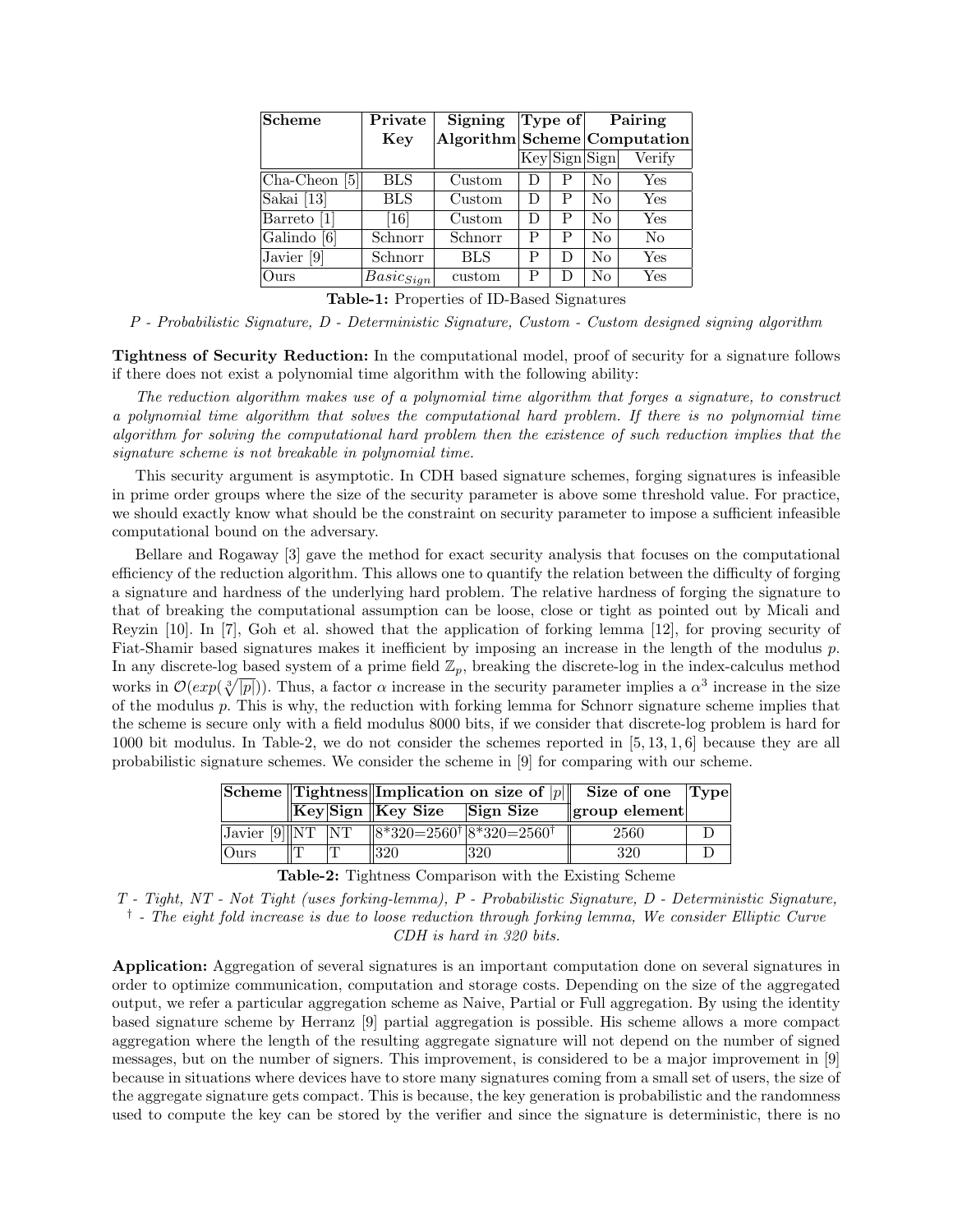| Scheme | Private Key | Signing Algorithm | Type of Scheme | | Pairing Computation | |
|---|---|---|---|---|---|---|
| | | | Key | Sign | Sign | Verify |
| Cha-Cheon [5] | BLS | Custom | D | P | No | Yes |
| Sakai [13] | BLS | Custom | D | P | No | Yes |
| Barreto [1] | [16] | Custom | D | P | No | Yes |
| Galindo [6] | Schnorr | Schnorr | P | P | No | No |
| Javier [9] | Schnorr | BLS | P | D | No | Yes |
| Ours | $Basic_{Sign}$ | custom | P | D | No | Yes |

**Table-1:** Properties of ID-Based Signatures

*P - Probabilistic Signature, D - Deterministic Signature, Custom - Custom designed signing algorithm*

**Tightness of Security Reduction:** In the computational model, proof of security for a signature follows if there does not exist a polynomial time algorithm with the following ability:

*The reduction algorithm makes use of a polynomial time algorithm that forges a signature, to construct a polynomial time algorithm that solves the computational hard problem. If there is no polynomial time algorithm for solving the computational hard problem then the existence of such reduction implies that the signature scheme is not breakable in polynomial time.*

This security argument is asymptotic. In CDH based signature schemes, forging signatures is infeasible in prime order groups where the size of the security parameter is above some threshold value. For practice, we should exactly know what should be the constraint on security parameter to impose a sufficient infeasible computational bound on the adversary.

Bellare and Rogaway [3] gave the method for exact security analysis that focuses on the computational efficiency of the reduction algorithm. This allows one to quantify the relation between the difficulty of forging a signature and hardness of the underlying hard problem. The relative hardness of forging the signature to that of breaking the computational assumption can be loose, close or tight as pointed out by Micali and Reyzin [10]. In [7], Goh et al. showed that the application of forking lemma [12], for proving security of Fiat-Shamir based signatures makes it inefficient by imposing an increase in the length of the modulus $p$. In any discrete-log based system of a prime field $\mathbb{Z}_p$, breaking the discrete-log in the index-calculus method works in $\mathcal{O}(exp(\sqrt[3]{|p|}))$. Thus, a factor $\alpha$ increase in the security parameter implies a $\alpha^3$ increase in the size of the modulus $p$. This is why, the reduction with forking lemma for Schnorr signature scheme implies that the scheme is secure only with a field modulus 8000 bits, if we consider that discrete-log problem is hard for 1000 bit modulus. In Table-2, we do not consider the schemes reported in [5, 13, 1, 6] because they are all probabilistic signature schemes. We consider the scheme in [9] for comparing with our scheme.

| Scheme | Tightness | | Implication on size of $\|p\|$ | | Size of one group element | Type |
|---|---|---|---|---|---|---|
| | Key | Sign | Key Size | Sign Size | | |
| Javier [9] | NT | NT | 8*320=2560† | 8*320=2560† | 2560 | D |
| Ours | T | T | 320 | 320 | 320 | D |

**Table-2:** Tightness Comparison with the Existing Scheme

*T - Tight, NT - Not Tight (uses forking-lemma), P - Probabilistic Signature, D - Deterministic Signature, † - The eight fold increase is due to loose reduction through forking lemma, We consider Elliptic Curve CDH is hard in 320 bits.*

**Application:** Aggregation of several signatures is an important computation done on several signatures in order to optimize communication, computation and storage costs. Depending on the size of the aggregated output, we refer a particular aggregation scheme as Naive, Partial or Full aggregation. By using the identity based signature scheme by Herranz [9] partial aggregation is possible. His scheme allows a more compact aggregation where the length of the resulting aggregate signature will not depend on the number of signed messages, but on the number of signers. This improvement, is considered to be a major improvement in [9] because in situations where devices have to store many signatures coming from a small set of users, the size of the aggregate signature gets compact. This is because, the key generation is probabilistic and the randomness used to compute the key can be stored by the verifier and since the signature is deterministic, there is no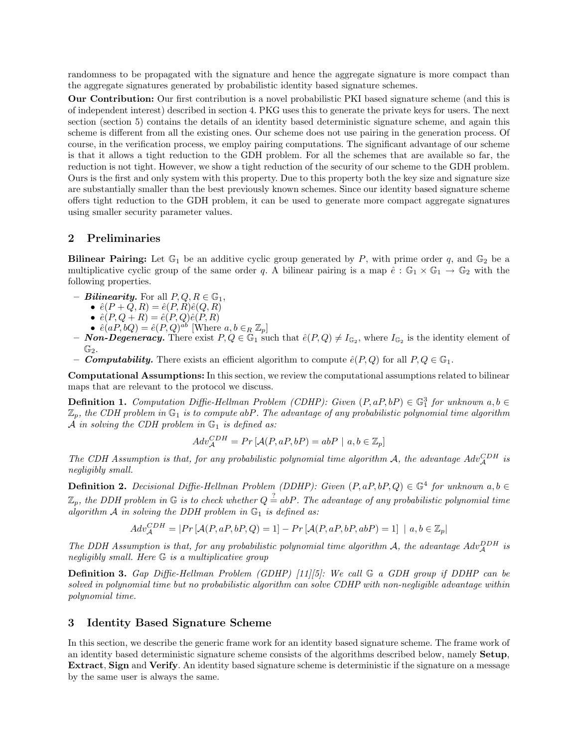randomness to be propagated with the signature and hence the aggregate signature is more compact than the aggregate signatures generated by probabilistic identity based signature schemes.

**Our Contribution:** Our first contribution is a novel probabilistic PKI based signature scheme (and this is of independent interest) described in section 4. PKG uses this to generate the private keys for users. The next section (section 5) contains the details of an identity based deterministic signature scheme, and again this scheme is different from all the existing ones. Our scheme does not use pairing in the generation process. Of course, in the verification process, we employ pairing computations. The significant advantage of our scheme is that it allows a tight reduction to the GDH problem. For all the schemes that are available so far, the reduction is not tight. However, we show a tight reduction of the security of our scheme to the GDH problem. Ours is the first and only system with this property. Due to this property both the key size and signature size are substantially smaller than the best previously known schemes. Since our identity based signature scheme offers tight reduction to the GDH problem, it can be used to generate more compact aggregate signatures using smaller security parameter values.

## 2 Preliminaries

**Bilinear Pairing:** Let $\mathbb{G}_1$ be an additive cyclic group generated by $P$, with prime order $q$, and $\mathbb{G}_2$ be a multiplicative cyclic group of the same order $q$. A bilinear pairing is a map $\hat{e} : \mathbb{G}_1 \times \mathbb{G}_1 \rightarrow \mathbb{G}_2$ with the following properties.

- ***Bilinearity.*** For all $P, Q, R \in \mathbb{G}_1$,
  - $\hat{e}(P + Q, R) = \hat{e}(P, R)\hat{e}(Q, R)$
  - $\hat{e}(P, Q + R) = \hat{e}(P, Q)\hat{e}(P, R)$
  - $\hat{e}(aP, bQ) = \hat{e}(P, Q)^{ab}$ [Where $a, b \in_R \mathbb{Z}_p$]
- ***Non-Degeneracy.*** There exist $P, Q \in \mathbb{G}_1$ such that $\hat{e}(P, Q) \neq I_{\mathbb{G}_2}$, where $I_{\mathbb{G}_2}$ is the identity element of $\mathbb{G}_2$.
- ***Computability.*** There exists an efficient algorithm to compute $\hat{e}(P, Q)$ for all $P, Q \in \mathbb{G}_1$.

**Computational Assumptions:** In this section, we review the computational assumptions related to bilinear maps that are relevant to the protocol we discuss.

**Definition 1.** *Computation Diffie-Hellman Problem (CDHP): Given $(P, aP, bP) \in \mathbb{G}_1^3$ for unknown $a, b \in \mathbb{Z}_p$, the CDH problem in $\mathbb{G}_1$ is to compute $abP$. The advantage of any probabilistic polynomial time algorithm $\mathcal{A}$ in solving the CDH problem in $\mathbb{G}_1$ is defined as:*

$$Adv_{\mathcal{A}}^{CDH} = Pr\left[\mathcal{A}(P, aP, bP) = abP \mid a, b \in \mathbb{Z}_p\right]$$

*The CDH Assumption is that, for any probabilistic polynomial time algorithm $\mathcal{A}$, the advantage $Adv_{\mathcal{A}}^{CDH}$ is negligibly small.*

**Definition 2.** *Decisional Diffie-Hellman Problem (DDHP): Given $(P, aP, bP, Q) \in \mathbb{G}^4$ for unknown $a, b \in \mathbb{Z}_p$, the DDH problem in $\mathbb{G}$ is to check whether $Q \stackrel{?}{=} abP$. The advantage of any probabilistic polynomial time algorithm $\mathcal{A}$ in solving the DDH problem in $\mathbb{G}_1$ is defined as:*

$$Adv_{\mathcal{A}}^{CDH} = |Pr\left[\mathcal{A}(P, aP, bP, Q) = 1\right] - Pr\left[\mathcal{A}(P, aP, bP, abP) = 1\right] \mid a, b \in \mathbb{Z}_p|$$

*The DDH Assumption is that, for any probabilistic polynomial time algorithm $\mathcal{A}$, the advantage $Adv_{\mathcal{A}}^{DDH}$ is negligibly small. Here $\mathbb{G}$ is a multiplicative group*

**Definition 3.** *Gap Diffie-Hellman Problem (GDHP) [11][5]: We call $\mathbb{G}$ a GDH group if DDHP can be solved in polynomial time but no probabilistic algorithm can solve CDHP with non-negligible advantage within polynomial time.*

## 3 Identity Based Signature Scheme

In this section, we describe the generic frame work for an identity based signature scheme. The frame work of an identity based deterministic signature scheme consists of the algorithms described below, namely **Setup**, **Extract**, **Sign** and **Verify**. An identity based signature scheme is deterministic if the signature on a message by the same user is always the same.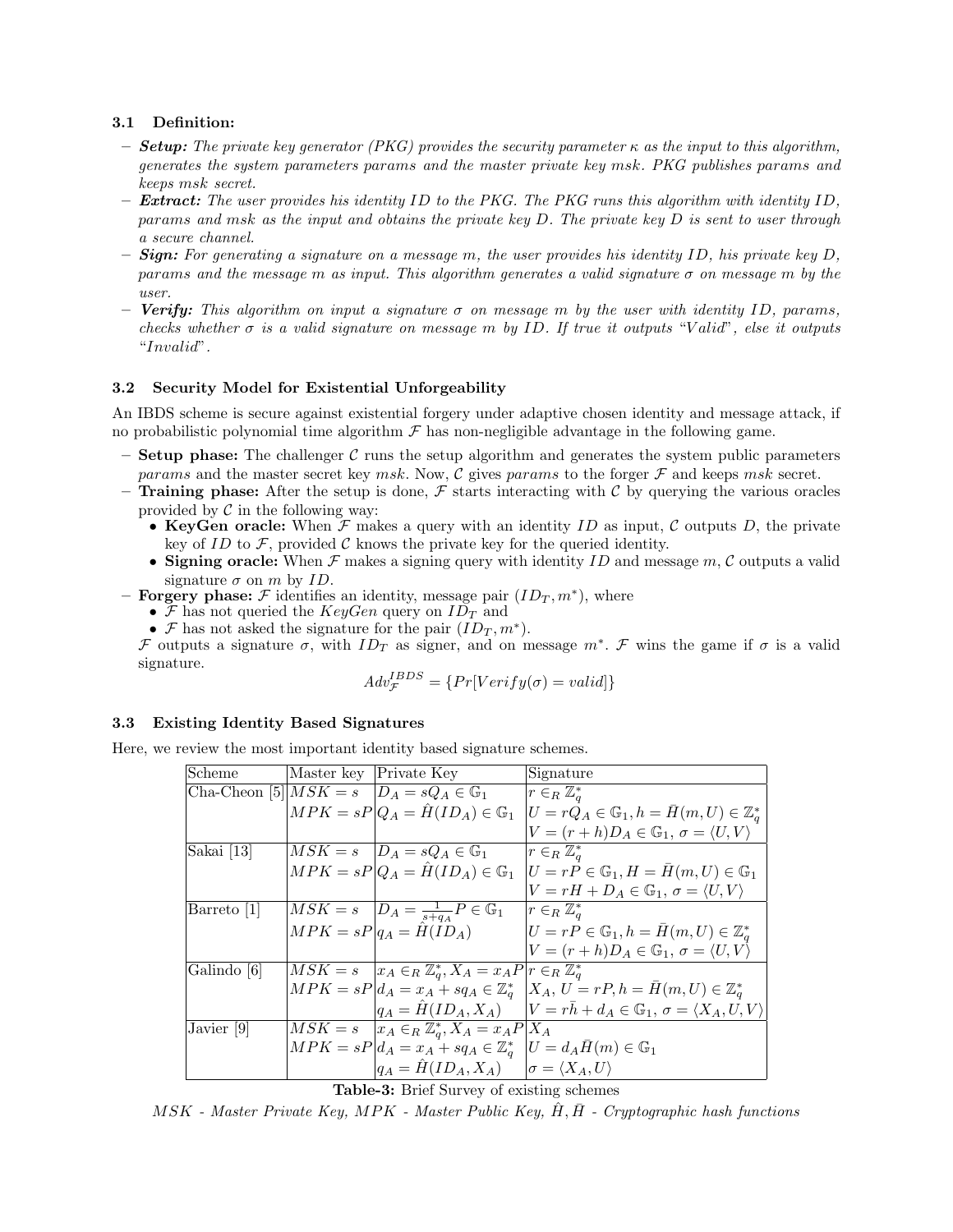### 3.1 Definition:

- ***Setup:*** *The private key generator (PKG) provides the security parameter $\kappa$ as the input to this algorithm, generates the system parameters params and the master private key msk. PKG publishes params and keeps msk secret.*
- ***Extract:*** *The user provides his identity $ID$ to the PKG. The PKG runs this algorithm with identity $ID$, params and msk as the input and obtains the private key $D$. The private key $D$ is sent to user through a secure channel.*
- ***Sign:*** *For generating a signature on a message $m$, the user provides his identity $ID$, his private key $D$, params and the message $m$ as input. This algorithm generates a valid signature $\sigma$ on message $m$ by the user.*
- ***Verify:*** *This algorithm on input a signature $\sigma$ on message $m$ by the user with identity $ID$, params, checks whether $\sigma$ is a valid signature on message $m$ by $ID$. If true it outputs "Valid", else it outputs "Invalid".*

### 3.2 Security Model for Existential Unforgeability

An IBDS scheme is secure against existential forgery under adaptive chosen identity and message attack, if no probabilistic polynomial time algorithm $\mathcal{F}$ has non-negligible advantage in the following game.

- **Setup phase:** The challenger $\mathcal{C}$ runs the setup algorithm and generates the system public parameters *params* and the master secret key *msk*. Now, $\mathcal{C}$ gives *params* to the forger $\mathcal{F}$ and keeps *msk* secret.
- **Training phase:** After the setup is done, $\mathcal{F}$ starts interacting with $\mathcal{C}$ by querying the various oracles provided by $\mathcal{C}$ in the following way:
  - **KeyGen oracle:** When $\mathcal{F}$ makes a query with an identity $ID$ as input, $\mathcal{C}$ outputs $D$, the private key of $ID$ to $\mathcal{F}$, provided $\mathcal{C}$ knows the private key for the queried identity.
  - **Signing oracle:** When $\mathcal{F}$ makes a signing query with identity $ID$ and message $m$, $\mathcal{C}$ outputs a valid signature $\sigma$ on $m$ by $ID$.
- **Forgery phase:** $\mathcal{F}$ identifies an identity, message pair $(ID_T, m^*)$, where
  - $\mathcal{F}$ has not queried the $KeyGen$ query on $ID_T$ and
  - $\mathcal{F}$ has not asked the signature for the pair $(ID_T, m^*)$.

  $\mathcal{F}$ outputs a signature $\sigma$, with $ID_T$ as signer, and on message $m^*$. $\mathcal{F}$ wins the game if $\sigma$ is a valid signature.

$$Adv_{\mathcal{F}}^{IBDS} = \{Pr[Verify(\sigma) = valid]\}$$

### 3.3 Existing Identity Based Signatures

Here, we review the most important identity based signature schemes.

| Scheme | Master key | Private Key | Signature |
|---|---|---|---|
| Cha-Cheon [5] | $MSK = s$ | $D_A = sQ_A \in \mathbb{G}_1$ | $r \in_R \mathbb{Z}_q^*$ |
| | $MPK = sP$ | $Q_A = \hat{H}(ID_A) \in \mathbb{G}_1$ | $U = rQ_A \in \mathbb{G}_1, h = \bar{H}(m, U) \in \mathbb{Z}_q^*$ |
| | | | $V = (r + h)D_A \in \mathbb{G}_1$, $\sigma = \langle U, V \rangle$ |
| Sakai [13] | $MSK = s$ | $D_A = sQ_A \in \mathbb{G}_1$ | $r \in_R \mathbb{Z}_q^*$ |
| | $MPK = sP$ | $Q_A = \hat{H}(ID_A) \in \mathbb{G}_1$ | $U = rP \in \mathbb{G}_1, H = \bar{H}(m, U) \in \mathbb{G}_1$ |
| | | | $V = rH + D_A \in \mathbb{G}_1$, $\sigma = \langle U, V \rangle$ |
| Barreto [1] | $MSK = s$ | $D_A = \frac{1}{s+q_A}P \in \mathbb{G}_1$ | $r \in_R \mathbb{Z}_q^*$ |
| | $MPK = sP$ | $q_A = \hat{H}(ID_A)$ | $U = rP \in \mathbb{G}_1, h = \bar{H}(m, U) \in \mathbb{Z}_q^*$ |
| | | | $V = (r + h)D_A \in \mathbb{G}_1$, $\sigma = \langle U, V \rangle$ |
| Galindo [6] | $MSK = s$ | $x_A \in_R \mathbb{Z}_q^*, X_A = x_A P$ | $r \in_R \mathbb{Z}_q^*$ |
| | $MPK = sP$ | $d_A = x_A + sq_A \in \mathbb{Z}_q^*$ | $X_A$, $U = rP, h = \bar{H}(m, U) \in \mathbb{Z}_q^*$ |
| | | $q_A = \hat{H}(ID_A, X_A)$ | $V = r\bar{h} + d_A \in \mathbb{G}_1$, $\sigma = \langle X_A, U, V \rangle$ |
| Javier [9] | $MSK = s$ | $x_A \in_R \mathbb{Z}_q^*, X_A = x_A P$ | $X_A$ |
| | $MPK = sP$ | $d_A = x_A + sq_A \in \mathbb{Z}_q^*$ | $U = d_A \bar{H}(m) \in \mathbb{G}_1$ |
| | | $q_A = \hat{H}(ID_A, X_A)$ | $\sigma = \langle X_A, U \rangle$ |

**Table-3:** Brief Survey of existing schemes

*MSK - Master Private Key, MPK - Master Public Key, $\hat{H}, \bar{H}$ - Cryptographic hash functions*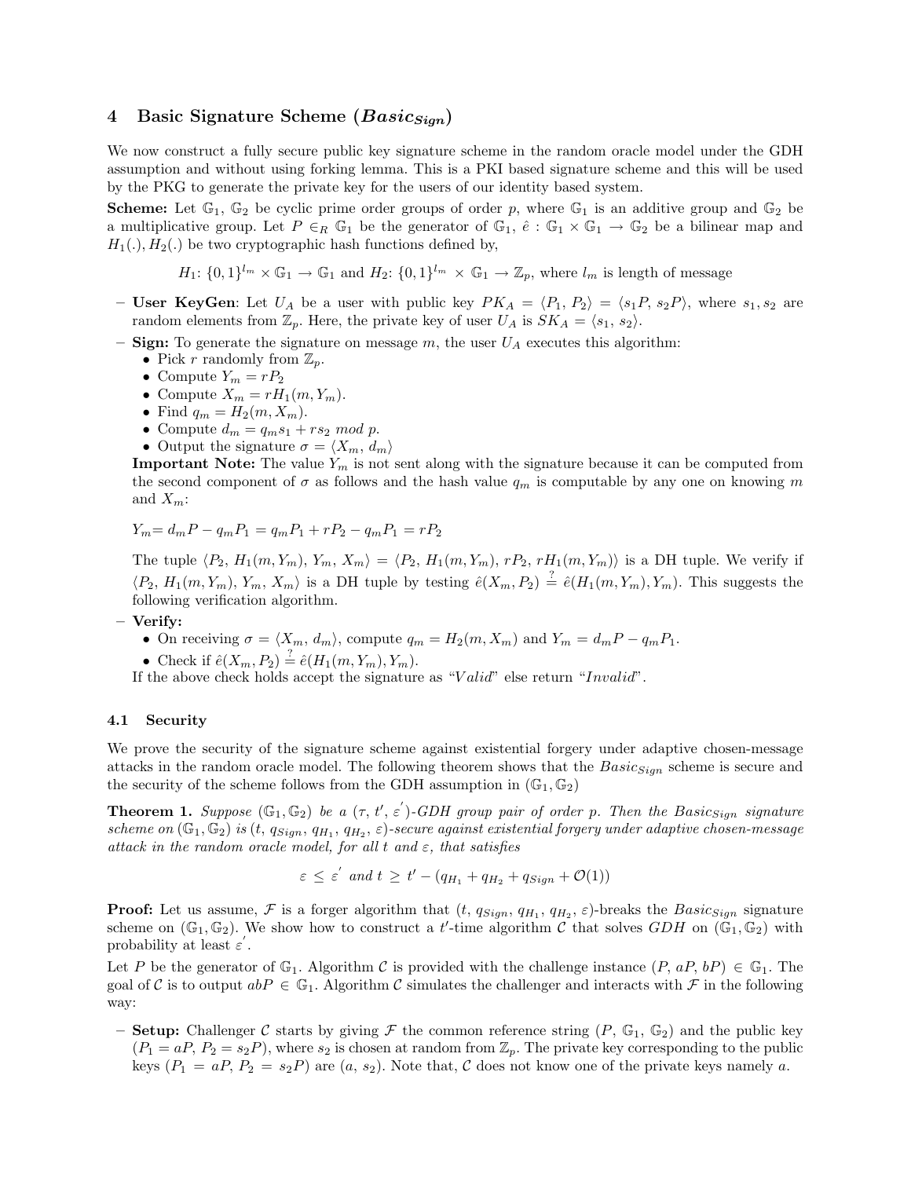## 4 Basic Signature Scheme ($Basic_{Sign}$)

We now construct a fully secure public key signature scheme in the random oracle model under the GDH assumption and without using forking lemma. This is a PKI based signature scheme and this will be used by the PKG to generate the private key for the users of our identity based system.

**Scheme:** Let $\mathbb{G}_1$, $\mathbb{G}_2$ be cyclic prime order groups of order $p$, where $\mathbb{G}_1$ is an additive group and $\mathbb{G}_2$ be a multiplicative group. Let $P \in_R \mathbb{G}_1$ be the generator of $\mathbb{G}_1$, $\hat{e} : \mathbb{G}_1 \times \mathbb{G}_1 \rightarrow \mathbb{G}_2$ be a bilinear map and $H_1(.)$, $H_2(.)$ be two cryptographic hash functions defined by,

$$H_1\text{: } \{0,1\}^{l_m} \times \mathbb{G}_1 \rightarrow \mathbb{G}_1 \text{ and } H_2\text{: } \{0,1\}^{l_m} \times \mathbb{G}_1 \rightarrow \mathbb{Z}_p, \text{ where } l_m \text{ is length of message}$$

- **User KeyGen**: Let $U_A$ be a user with public key $PK_A = \langle P_1, P_2 \rangle = \langle s_1 P, s_2 P \rangle$, where $s_1, s_2$ are random elements from $\mathbb{Z}_p$. Here, the private key of user $U_A$ is $SK_A = \langle s_1, s_2 \rangle$.
- **Sign:** To generate the signature on message $m$, the user $U_A$ executes this algorithm:
  - Pick $r$ randomly from $\mathbb{Z}_p$.
  - Compute $Y_m = rP_2$
  - Compute $X_m = rH_1(m, Y_m)$.
  - Find $q_m = H_2(m, X_m)$.
  - Compute $d_m = q_m s_1 + r s_2 \text{ mod } p$.
  - Output the signature $\sigma = \langle X_m, d_m \rangle$

  **Important Note:** The value $Y_m$ is not sent along with the signature because it can be computed from the second component of $\sigma$ as follows and the hash value $q_m$ is computable by any one on knowing $m$ and $X_m$:

  $$Y_m = d_m P - q_m P_1 = q_m P_1 + rP_2 - q_m P_1 = rP_2$$

  The tuple $\langle P_2, H_1(m, Y_m), Y_m, X_m \rangle = \langle P_2, H_1(m, Y_m), rP_2, rH_1(m, Y_m) \rangle$ is a DH tuple. We verify if $\langle P_2, H_1(m, Y_m), Y_m, X_m \rangle$ is a DH tuple by testing $\hat{e}(X_m, P_2) \stackrel{?}{=} \hat{e}(H_1(m, Y_m), Y_m)$. This suggests the following verification algorithm.
- **Verify:**
  - On receiving $\sigma = \langle X_m, d_m \rangle$, compute $q_m = H_2(m, X_m)$ and $Y_m = d_m P - q_m P_1$.
  - Check if $\hat{e}(X_m, P_2) \stackrel{?}{=} \hat{e}(H_1(m, Y_m), Y_m)$.

  If the above check holds accept the signature as "$Valid$" else return "$Invalid$".

### 4.1 Security

We prove the security of the signature scheme against existential forgery under adaptive chosen-message attacks in the random oracle model. The following theorem shows that the $Basic_{Sign}$ scheme is secure and the security of the scheme follows from the GDH assumption in $(\mathbb{G}_1, \mathbb{G}_2)$

**Theorem 1.** *Suppose $(\mathbb{G}_1, \mathbb{G}_2)$ be a $(\tau, t', \varepsilon')$-GDH group pair of order $p$. Then the $Basic_{Sign}$ signature scheme on $(\mathbb{G}_1, \mathbb{G}_2)$ is $(t, q_{Sign}, q_{H_1}, q_{H_2}, \varepsilon)$-secure against existential forgery under adaptive chosen-message attack in the random oracle model, for all $t$ and $\varepsilon$, that satisfies*

$$\varepsilon \leq \varepsilon' \text{ and } t \geq t' - (q_{H_1} + q_{H_2} + q_{Sign} + \mathcal{O}(1))$$

**Proof:** Let us assume, $\mathcal{F}$ is a forger algorithm that $(t, q_{Sign}, q_{H_1}, q_{H_2}, \varepsilon)$-breaks the $Basic_{Sign}$ signature scheme on $(\mathbb{G}_1, \mathbb{G}_2)$. We show how to construct a $t'$-time algorithm $\mathcal{C}$ that solves $GDH$ on $(\mathbb{G}_1, \mathbb{G}_2)$ with probability at least $\varepsilon'$.

Let $P$ be the generator of $\mathbb{G}_1$. Algorithm $\mathcal{C}$ is provided with the challenge instance $(P, aP, bP) \in \mathbb{G}_1$. The goal of $\mathcal{C}$ is to output $abP \in \mathbb{G}_1$. Algorithm $\mathcal{C}$ simulates the challenger and interacts with $\mathcal{F}$ in the following way:

- **Setup:** Challenger $\mathcal{C}$ starts by giving $\mathcal{F}$ the common reference string $(P, \mathbb{G}_1, \mathbb{G}_2)$ and the public key $(P_1 = aP, P_2 = s_2 P)$, where $s_2$ is chosen at random from $\mathbb{Z}_p$. The private key corresponding to the public keys $(P_1 = aP, P_2 = s_2 P)$ are $(a, s_2)$. Note that, $\mathcal{C}$ does not know one of the private keys namely $a$.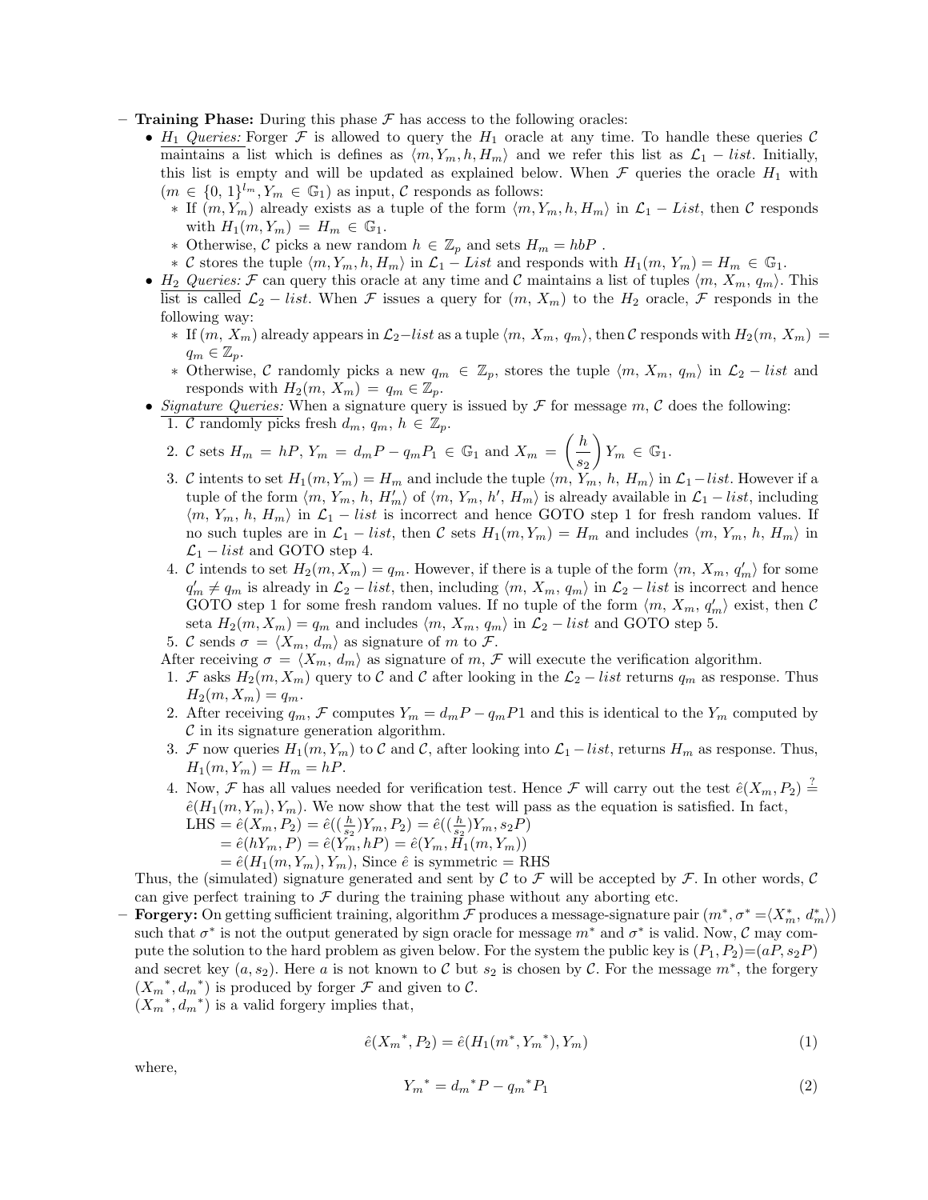- **Training Phase:** During this phase $\mathcal{F}$ has access to the following oracles:
  - <u>$H_1$ *Queries:*</u> Forger $\mathcal{F}$ is allowed to query the $H_1$ oracle at any time. To handle these queries $\mathcal{C}$ maintains a list which is defines as $\langle m, Y_m, h, H_m \rangle$ and we refer this list as $\mathcal{L}_1 - list$. Initially, this list is empty and will be updated as explained below. When $\mathcal{F}$ queries the oracle $H_1$ with ($m \in \{0, 1\}^{l_m}, Y_m \in \mathbb{G}_1$) as input, $\mathcal{C}$ responds as follows:
    - If $(m, Y_m)$ already exists as a tuple of the form $\langle m, Y_m, h, H_m \rangle$ in $\mathcal{L}_1 - List$, then $\mathcal{C}$ responds with $H_1(m, Y_m) = H_m \in \mathbb{G}_1$.
    - Otherwise, $\mathcal{C}$ picks a new random $h \in \mathbb{Z}_p$ and sets $H_m = hbP$ .
    - $\mathcal{C}$ stores the tuple $\langle m, Y_m, h, H_m \rangle$ in $\mathcal{L}_1 - List$ and responds with $H_1(m, Y_m) = H_m \in \mathbb{G}_1$.
  - <u>$H_2$ *Queries:*</u> $\mathcal{F}$ can query this oracle at any time and $\mathcal{C}$ maintains a list of tuples $\langle m, X_m, q_m \rangle$. This list is called $\mathcal{L}_2 - list$. When $\mathcal{F}$ issues a query for $(m, X_m)$ to the $H_2$ oracle, $\mathcal{F}$ responds in the following way:
    - If $(m, X_m)$ already appears in $\mathcal{L}_2-list$ as a tuple $\langle m, X_m, q_m \rangle$, then $\mathcal{C}$ responds with $H_2(m, X_m) = q_m \in \mathbb{Z}_p$.
    - Otherwise, $\mathcal{C}$ randomly picks a new $q_m \in \mathbb{Z}_p$, stores the tuple $\langle m, X_m, q_m \rangle$ in $\mathcal{L}_2 - list$ and responds with $H_2(m, X_m) = q_m \in \mathbb{Z}_p$.
  - <u>*Signature Queries:*</u> When a signature query is issued by $\mathcal{F}$ for message $m$, $\mathcal{C}$ does the following:
    1. $\mathcal{C}$ randomly picks fresh $d_m, q_m, h \in \mathbb{Z}_p$.
    2. $\mathcal{C}$ sets $H_m = hP$, $Y_m = d_m P - q_m P_1 \in \mathbb{G}_1$ and $X_m = \left(\dfrac{h}{s_2}\right) Y_m \in \mathbb{G}_1$.
    3. $\mathcal{C}$ intents to set $H_1(m, Y_m) = H_m$ and include the tuple $\langle m, Y_m, h, H_m \rangle$ in $\mathcal{L}_1-list$. However if a tuple of the form $\langle m, Y_m, h, H'_m \rangle$ of $\langle m, Y_m, h', H_m \rangle$ is already available in $\mathcal{L}_1 - list$, including $\langle m, Y_m, h, H_m \rangle$ in $\mathcal{L}_1 - list$ is incorrect and hence GOTO step 1 for fresh random values. If no such tuples are in $\mathcal{L}_1 - list$, then $\mathcal{C}$ sets $H_1(m, Y_m) = H_m$ and includes $\langle m, Y_m, h, H_m \rangle$ in $\mathcal{L}_1 - list$ and GOTO step 4.
    4. $\mathcal{C}$ intends to set $H_2(m, X_m) = q_m$. However, if there is a tuple of the form $\langle m, X_m, q'_m \rangle$ for some $q'_m \neq q_m$ is already in $\mathcal{L}_2 - list$, then, including $\langle m, X_m, q_m \rangle$ in $\mathcal{L}_2 - list$ is incorrect and hence GOTO step 1 for some fresh random values. If no tuple of the form $\langle m, X_m, q'_m \rangle$ exist, then $\mathcal{C}$ seta $H_2(m, X_m) = q_m$ and includes $\langle m, X_m, q_m \rangle$ in $\mathcal{L}_2 - list$ and GOTO step 5.
    5. $\mathcal{C}$ sends $\sigma = \langle X_m, d_m \rangle$ as signature of $m$ to $\mathcal{F}$.

    After receiving $\sigma = \langle X_m, d_m \rangle$ as signature of $m$, $\mathcal{F}$ will execute the verification algorithm.
    1. $\mathcal{F}$ asks $H_2(m, X_m)$ query to $\mathcal{C}$ and $\mathcal{C}$ after looking in the $\mathcal{L}_2 - list$ returns $q_m$ as response. Thus $H_2(m, X_m) = q_m$.
    2. After receiving $q_m$, $\mathcal{F}$ computes $Y_m = d_m P - q_m P1$ and this is identical to the $Y_m$ computed by $\mathcal{C}$ in its signature generation algorithm.
    3. $\mathcal{F}$ now queries $H_1(m, Y_m)$ to $\mathcal{C}$ and $\mathcal{C}$, after looking into $\mathcal{L}_1 - list$, returns $H_m$ as response. Thus, $H_1(m, Y_m) = H_m = hP$.
    4. Now, $\mathcal{F}$ has all values needed for verification test. Hence $\mathcal{F}$ will carry out the test $\hat{e}(X_m, P_2) \stackrel{?}{=} \hat{e}(H_1(m, Y_m), Y_m)$. We now show that the test will pass as the equation is satisfied. In fact,
    LHS $= \hat{e}(X_m, P_2) = \hat{e}((\frac{h}{s_2})Y_m, P_2) = \hat{e}((\frac{h}{s_2})Y_m, s_2 P)$
    $= \hat{e}(hY_m, P) = \hat{e}(Y_m, hP) = \hat{e}(Y_m, H_1(m, Y_m))$
    $= \hat{e}(H_1(m, Y_m), Y_m)$, Since $\hat{e}$ is symmetric = RHS

    Thus, the (simulated) signature generated and sent by $\mathcal{C}$ to $\mathcal{F}$ will be accepted by $\mathcal{F}$. In other words, $\mathcal{C}$ can give perfect training to $\mathcal{F}$ during the training phase without any aborting etc.
- **Forgery:** On getting sufficient training, algorithm $\mathcal{F}$ produces a message-signature pair $(m^*, \sigma^* = \langle X^*_m, d^*_m \rangle)$ such that $\sigma^*$ is not the output generated by sign oracle for message $m^*$ and $\sigma^*$ is valid. Now, $\mathcal{C}$ may compute the solution to the hard problem as given below. For the system the public key is $(P_1, P_2) = (aP, s_2 P)$ and secret key $(a, s_2)$. Here $a$ is not known to $\mathcal{C}$ but $s_2$ is chosen by $\mathcal{C}$. For the message $m^*$, the forgery $({X_m}^*, {d_m}^*)$ is produced by forger $\mathcal{F}$ and given to $\mathcal{C}$.
  $({X_m}^*, {d_m}^*)$ is a valid forgery implies that,

$$\hat{e}({X_m}^*, P_2) = \hat{e}(H_1(m^*, {Y_m}^*), Y_m) \tag{1}$$

where,

$${Y_m}^* = {d_m}^* P - {q_m}^* P_1 \tag{2}$$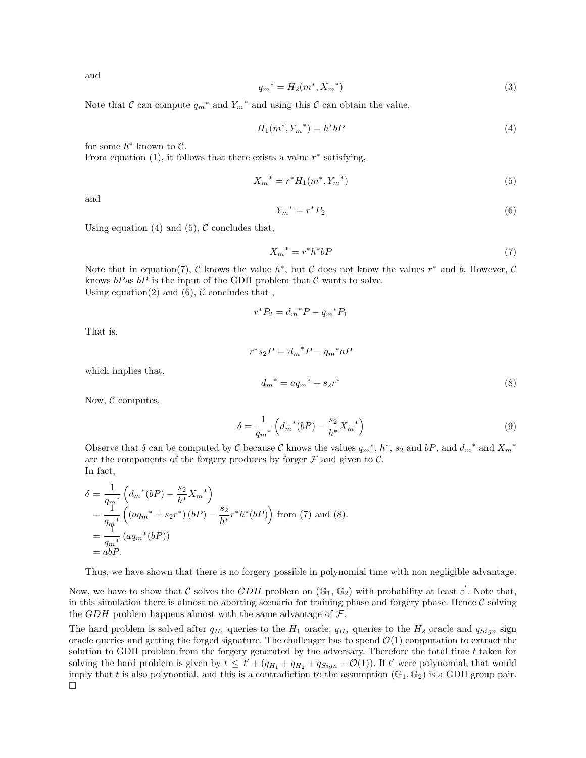and

$$q_m{}^* = H_2(m^*, X_m{}^*) \tag{3}$$

Note that $\mathcal{C}$ can compute $q_m{}^*$ and $Y_m{}^*$ and using this $\mathcal{C}$ can obtain the value,

$$H_1(m^*, Y_m{}^*) = h^* bP \tag{4}$$

for some $h^*$ known to $\mathcal{C}$.
From equation (1), it follows that there exists a value $r^*$ satisfying,

$$X_m{}^* = r^* H_1(m^*, Y_m{}^*) \tag{5}$$

and

$$Y_m{}^* = r^* P_2 \tag{6}$$

Using equation (4) and (5), $\mathcal{C}$ concludes that,

$$X_m{}^* = r^* h^* bP \tag{7}$$

Note that in equation(7), $\mathcal{C}$ knows the value $h^*$, but $\mathcal{C}$ does not know the values $r^*$ and $b$. However, $\mathcal{C}$ knows $bP$as $bP$ is the input of the GDH problem that $\mathcal{C}$ wants to solve.
Using equation(2) and (6), $\mathcal{C}$ concludes that ,

$$r^* P_2 = d_m{}^* P - q_m{}^* P_1$$

That is,

$$r^* s_2 P = d_m{}^* P - q_m{}^* aP$$

which implies that,

$$d_m{}^* = a q_m{}^* + s_2 r^* \tag{8}$$

Now, $\mathcal{C}$ computes,

$$\delta = \frac{1}{q_m{}^*}\left(d_m{}^*(bP) - \frac{s_2}{h^*} X_m{}^*\right) \tag{9}$$

Observe that $\delta$ can be computed by $\mathcal{C}$ because $\mathcal{C}$ knows the values $q_m{}^*$, $h^*$, $s_2$ and $bP$, and $d_m{}^*$ and $X_m{}^*$ are the components of the forgery produces by forger $\mathcal{F}$ and given to $\mathcal{C}$.
In fact,

$$\begin{aligned}
\delta &= \frac{1}{q_m{}^*}\left(d_m{}^*(bP) - \frac{s_2}{h^*} X_m{}^*\right) \\
&= \frac{1}{q_m{}^*}\left((a q_m{}^* + s_2 r^*)(bP) - \frac{s_2}{h^*} r^* h^* (bP)\right) \text{ from (7) and (8).} \\
&= \frac{1}{q_m{}^*}\left(a q_m{}^* (bP)\right) \\
&= abP.
\end{aligned}$$

Thus, we have shown that there is no forgery possible in polynomial time with non negligible advantage.

Now, we have to show that $\mathcal{C}$ solves the $GDH$ problem on $(\mathbb{G}_1, \mathbb{G}_2)$ with probability at least $\varepsilon'$. Note that, in this simulation there is almost no aborting scenario for training phase and forgery phase. Hence $\mathcal{C}$ solving the $GDH$ problem happens almost with the same advantage of $\mathcal{F}$.

The hard problem is solved after $q_{H_1}$ queries to the $H_1$ oracle, $q_{H_2}$ queries to the $H_2$ oracle and $q_{Sign}$ sign oracle queries and getting the forged signature. The challenger has to spend $\mathcal{O}(1)$ computation to extract the solution to GDH problem from the forgery generated by the adversary. Therefore the total time $t$ taken for solving the hard problem is given by $t \leq t' + (q_{H_1} + q_{H_2} + q_{Sign} + \mathcal{O}(1))$. If $t'$ were polynomial, that would imply that $t$ is also polynomial, and this is a contradiction to the assumption $(\mathbb{G}_1, \mathbb{G}_2)$ is a GDH group pair. □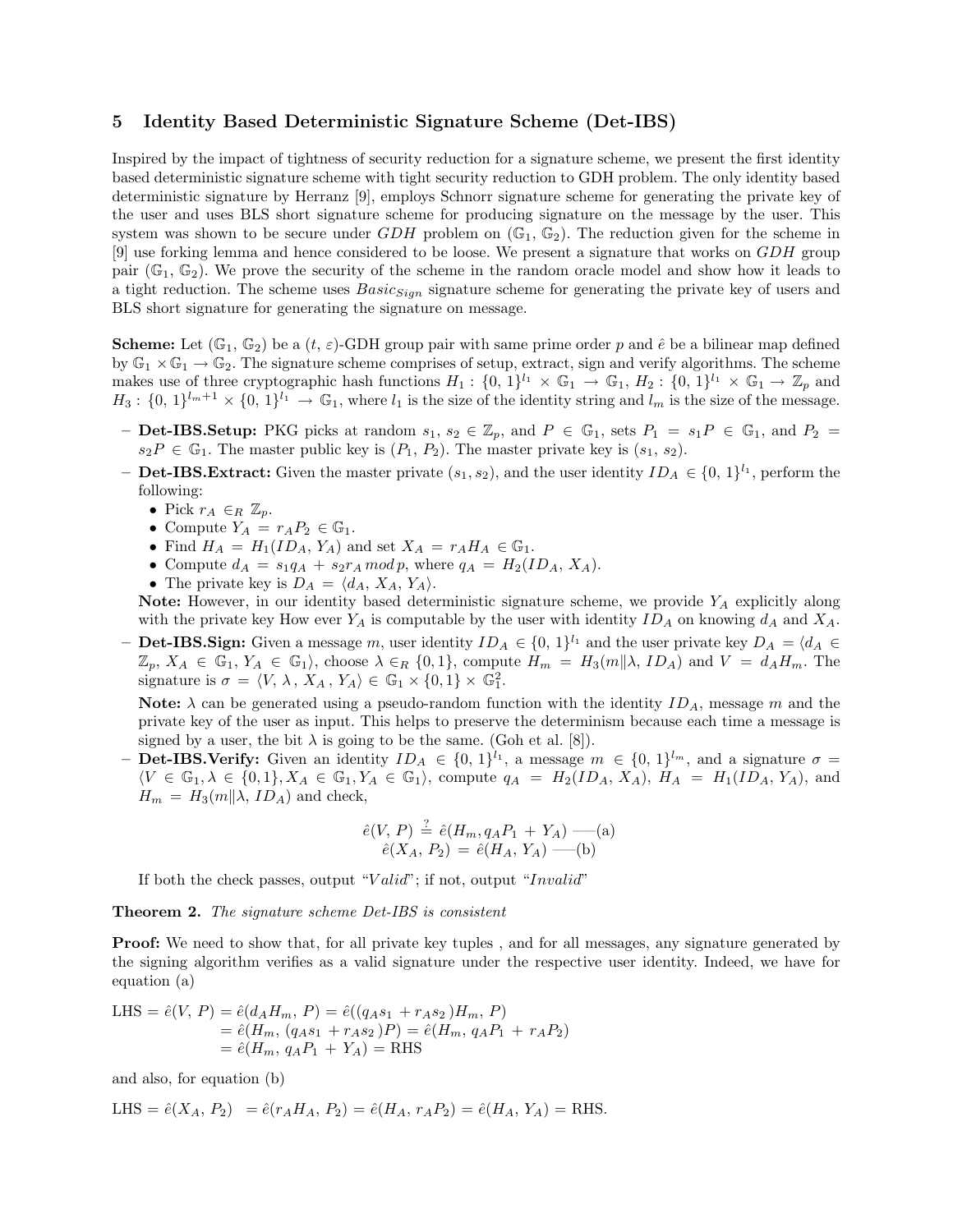## 5 Identity Based Deterministic Signature Scheme (Det-IBS)

Inspired by the impact of tightness of security reduction for a signature scheme, we present the first identity based deterministic signature scheme with tight security reduction to GDH problem. The only identity based deterministic signature by Herranz [9], employs Schnorr signature scheme for generating the private key of the user and uses BLS short signature scheme for producing signature on the message by the user. This system was shown to be secure under $GDH$ problem on $(\mathbb{G}_1, \mathbb{G}_2)$. The reduction given for the scheme in [9] use forking lemma and hence considered to be loose. We present a signature that works on $GDH$ group pair $(\mathbb{G}_1, \mathbb{G}_2)$. We prove the security of the scheme in the random oracle model and show how it leads to a tight reduction. The scheme uses $Basic_{Sign}$ signature scheme for generating the private key of users and BLS short signature for generating the signature on message.

**Scheme:** Let $(\mathbb{G}_1, \mathbb{G}_2)$ be a $(t, \varepsilon)$-GDH group pair with same prime order $p$ and $\hat{e}$ be a bilinear map defined by $\mathbb{G}_1 \times \mathbb{G}_1 \rightarrow \mathbb{G}_2$. The signature scheme comprises of setup, extract, sign and verify algorithms. The scheme makes use of three cryptographic hash functions $H_1 : \{0, 1\}^{l_1} \times \mathbb{G}_1 \rightarrow \mathbb{G}_1$, $H_2 : \{0, 1\}^{l_1} \times \mathbb{G}_1 \rightarrow \mathbb{Z}_p$ and $H_3 : \{0, 1\}^{l_m+1} \times \{0, 1\}^{l_1} \rightarrow \mathbb{G}_1$, where $l_1$ is the size of the identity string and $l_m$ is the size of the message.

- **Det-IBS.Setup:** PKG picks at random $s_1, s_2 \in \mathbb{Z}_p$, and $P \in \mathbb{G}_1$, sets $P_1 = s_1 P \in \mathbb{G}_1$, and $P_2 = s_2 P \in \mathbb{G}_1$. The master public key is $(P_1, P_2)$. The master private key is $(s_1, s_2)$.
- **Det-IBS.Extract:** Given the master private $(s_1, s_2)$, and the user identity $ID_A \in \{0, 1\}^{l_1}$, perform the following:
  - Pick $r_A \in_R \mathbb{Z}_p$.
  - Compute $Y_A = r_A P_2 \in \mathbb{G}_1$.
  - Find $H_A = H_1(ID_A, Y_A)$ and set $X_A = r_A H_A \in \mathbb{G}_1$.
  - Compute $d_A = s_1 q_A + s_2 r_A \bmod p$, where $q_A = H_2(ID_A, X_A)$.
  - The private key is $D_A = \langle d_A, X_A, Y_A \rangle$.

  **Note:** However, in our identity based deterministic signature scheme, we provide $Y_A$ explicitly along with the private key How ever $Y_A$ is computable by the user with identity $ID_A$ on knowing $d_A$ and $X_A$.
- **Det-IBS.Sign:** Given a message $m$, user identity $ID_A \in \{0, 1\}^{l_1}$ and the user private key $D_A = \langle d_A \in \mathbb{Z}_p, X_A \in \mathbb{G}_1, Y_A \in \mathbb{G}_1 \rangle$, choose $\lambda \in_R \{0, 1\}$, compute $H_m = H_3(m \| \lambda, ID_A)$ and $V = d_A H_m$. The signature is $\sigma = \langle V, \lambda, X_A, Y_A \rangle \in \mathbb{G}_1 \times \{0, 1\} \times \mathbb{G}_1^2$.

  **Note:** $\lambda$ can be generated using a pseudo-random function with the identity $ID_A$, message $m$ and the private key of the user as input. This helps to preserve the determinism because each time a message is signed by a user, the bit $\lambda$ is going to be the same. (Goh et al. [8]).
- **Det-IBS.Verify:** Given an identity $ID_A \in \{0, 1\}^{l_1}$, a message $m \in \{0, 1\}^{l_m}$, and a signature $\sigma = \langle V \in \mathbb{G}_1, \lambda \in \{0, 1\}, X_A \in \mathbb{G}_1, Y_A \in \mathbb{G}_1 \rangle$, compute $q_A = H_2(ID_A, X_A)$, $H_A = H_1(ID_A, Y_A)$, and $H_m = H_3(m \| \lambda, ID_A)$ and check,

$$\hat{e}(V, P) \stackrel{?}{=} \hat{e}(H_m, q_A P_1 + Y_A) \text{ ---(a)}$$
$$\hat{e}(X_A, P_2) = \hat{e}(H_A, Y_A) \text{ ---(b)}$$

  If both the check passes, output "$Valid$"; if not, output "$Invalid$"

**Theorem 2.** *The signature scheme Det-IBS is consistent*

**Proof:** We need to show that, for all private key tuples , and for all messages, any signature generated by the signing algorithm verifies as a valid signature under the respective user identity. Indeed, we have for equation (a)

$$\begin{aligned}
\text{LHS} = \hat{e}(V, P) &= \hat{e}(d_A H_m, P) = \hat{e}((q_A s_1 + r_A s_2)H_m, P) \\
&= \hat{e}(H_m, (q_A s_1 + r_A s_2)P) = \hat{e}(H_m, q_A P_1 + r_A P_2) \\
&= \hat{e}(H_m, q_A P_1 + Y_A) = \text{RHS}
\end{aligned}$$

and also, for equation (b)

$$\text{LHS} = \hat{e}(X_A, P_2) = \hat{e}(r_A H_A, P_2) = \hat{e}(H_A, r_A P_2) = \hat{e}(H_A, Y_A) = \text{RHS}.$$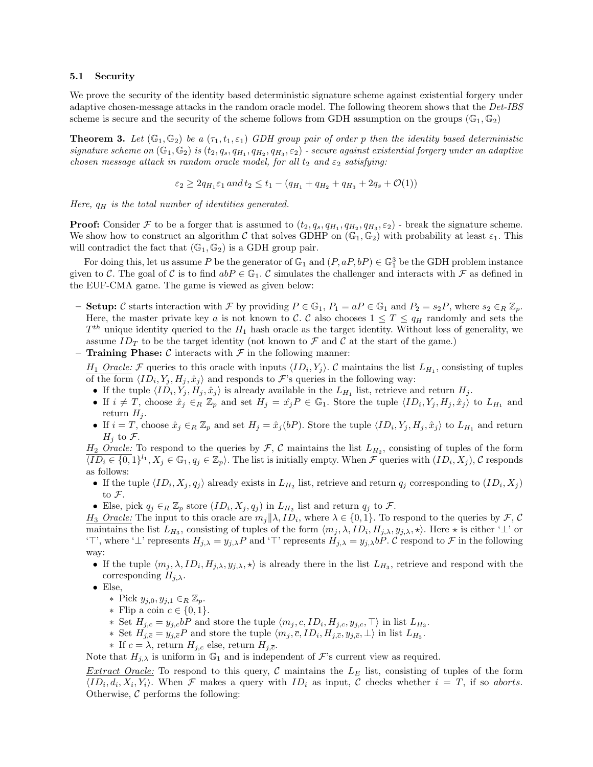### 5.1 Security

We prove the security of the identity based deterministic signature scheme against existential forgery under adaptive chosen-message attacks in the random oracle model. The following theorem shows that the *Det-IBS* scheme is secure and the security of the scheme follows from GDH assumption on the groups $(\mathbb{G}_1, \mathbb{G}_2)$

**Theorem 3.** *Let $(\mathbb{G}_1, \mathbb{G}_2)$ be a $(\tau_1, t_1, \varepsilon_1)$ GDH group pair of order $p$ then the identity based deterministic signature scheme on $(\mathbb{G}_1, \mathbb{G}_2)$ is $(t_2, q_s, q_{H_1}, q_{H_2}, q_{H_3}, \varepsilon_2)$ - secure against existential forgery under an adaptive chosen message attack in random oracle model, for all $t_2$ and $\varepsilon_2$ satisfying:*

$$\varepsilon_2 \geq 2q_{H_1}\varepsilon_1 \, and \, t_2 \leq t_1 - (q_{H_1} + q_{H_2} + q_{H_3} + 2q_s + \mathcal{O}(1))$$

*Here, $q_H$ is the total number of identities generated.*

**Proof:** Consider $\mathcal{F}$ to be a forger that is assumed to $(t_2, q_s, q_{H_1}, q_{H_2}, q_{H_3}, \varepsilon_2)$ - break the signature scheme. We show how to construct an algorithm $\mathcal{C}$ that solves GDHP on $(\mathbb{G}_1, \mathbb{G}_2)$ with probability at least $\varepsilon_1$. This will contradict the fact that $(\mathbb{G}_1, \mathbb{G}_2)$ is a GDH group pair.

For doing this, let us assume $P$ be the generator of $\mathbb{G}_1$ and $(P, aP, bP) \in \mathbb{G}_1^3$ be the GDH problem instance given to $\mathcal{C}$. The goal of $\mathcal{C}$ is to find $abP \in \mathbb{G}_1$. $\mathcal{C}$ simulates the challenger and interacts with $\mathcal{F}$ as defined in the EUF-CMA game. The game is viewed as given below:

- **Setup:** $\mathcal{C}$ starts interaction with $\mathcal{F}$ by providing $P \in \mathbb{G}_1$, $P_1 = aP \in \mathbb{G}_1$ and $P_2 = s_2P$, where $s_2 \in_R \mathbb{Z}_p$. Here, the master private key $a$ is not known to $\mathcal{C}$. $\mathcal{C}$ also chooses $1 \leq T \leq q_H$ randomly and sets the $T^{th}$ unique identity queried to the $H_1$ hash oracle as the target identity. Without loss of generality, we assume $ID_T$ to be the target identity (not known to $\mathcal{F}$ and $\mathcal{C}$ at the start of the game.)
- **Training Phase:** $\mathcal{C}$ interacts with $\mathcal{F}$ in the following manner:

  $\underline{H_1 \text{ Oracle:}}$ $\mathcal{F}$ queries to this oracle with inputs $\langle ID_i, Y_j \rangle$. $\mathcal{C}$ maintains the list $L_{H_1}$, consisting of tuples of the form $\langle ID_i, Y_j, H_j, \hat{x}_j \rangle$ and responds to $\mathcal{F}$'s queries in the following way:
  - If the tuple $\langle ID_i, Y_j, H_j, \hat{x}_j \rangle$ is already available in the $L_{H_1}$ list, retrieve and return $H_j$.
  - If $i \neq T$, choose $\hat{x}_j \in_R \mathbb{Z}_p$ and set $H_j = \hat{x}_j P \in \mathbb{G}_1$. Store the tuple $\langle ID_i, Y_j, H_j, \hat{x}_j \rangle$ to $L_{H_1}$ and return $H_j$.
  - If $i = T$, choose $\hat{x}_j \in_R \mathbb{Z}_p$ and set $H_j = \hat{x}_j(bP)$. Store the tuple $\langle ID_i, Y_j, H_j, \hat{x}_j \rangle$ to $L_{H_1}$ and return $H_j$ to $\mathcal{F}$.

  $\underline{H_2 \text{ Oracle:}}$ To respond to the queries by $\mathcal{F}$, $\mathcal{C}$ maintains the list $L_{H_2}$, consisting of tuples of the form $\langle ID_i \in \{0,1\}^{l_1}, X_j \in \mathbb{G}_1, q_j \in \mathbb{Z}_p \rangle$. The list is initially empty. When $\mathcal{F}$ queries with $(ID_i, X_j)$, $\mathcal{C}$ responds as follows:
  - If the tuple $\langle ID_i, X_j, q_j \rangle$ already exists in $L_{H_2}$ list, retrieve and return $q_j$ corresponding to $(ID_i, X_j)$ to $\mathcal{F}$.
  - Else, pick $q_j \in_R \mathbb{Z}_p$ store $(ID_i, X_j, q_j)$ in $L_{H_2}$ list and return $q_j$ to $\mathcal{F}$.

  $\underline{H_3 \text{ Oracle:}}$ The input to this oracle are $m_j \| \lambda, ID_i$, where $\lambda \in \{0, 1\}$. To respond to the queries by $\mathcal{F}$, $\mathcal{C}$ maintains the list $L_{H_3}$, consisting of tuples of the form $\langle m_j, \lambda, ID_i, H_{j,\lambda}, y_{j,\lambda}, \star \rangle$. Here $\star$ is either '$\perp$' or '$\top$', where '$\perp$' represents $H_{j,\lambda} = y_{j,\lambda}P$ and '$\top$' represents $H_{j,\lambda} = y_{j,\lambda}bP$. $\mathcal{C}$ respond to $\mathcal{F}$ in the following way:
  - If the tuple $\langle m_j, \lambda, ID_i, H_{j,\lambda}, y_{j,\lambda}, \star \rangle$ is already there in the list $L_{H_3}$, retrieve and respond with the corresponding $H_{j,\lambda}$.
  - Else,
    - Pick $y_{j,0}, y_{j,1} \in_R \mathbb{Z}_p$.
    - Flip a coin $c \in \{0, 1\}$.
    - Set $H_{j,c} = y_{j,c}bP$ and store the tuple $\langle m_j, c, ID_i, H_{j,c}, y_{j,c}, \top \rangle$ in list $L_{H_3}$.
    - Set $H_{j,\overline{c}} = y_{j,\overline{c}}P$ and store the tuple $\langle m_j, \overline{c}, ID_i, H_{j,\overline{c}}, y_{j,\overline{c}}, \perp \rangle$ in list $L_{H_3}$.
    - If $c = \lambda$, return $H_{j,c}$ else, return $H_{j,\overline{c}}$.

  Note that $H_{j,\lambda}$ is uniform in $\mathbb{G}_1$ and is independent of $\mathcal{F}$'s current view as required.

  $\underline{\textit{Extract Oracle:}}$ To respond to this query, $\mathcal{C}$ maintains the $L_E$ list, consisting of tuples of the form $\langle ID_i, d_i, X_i, Y_i \rangle$. When $\mathcal{F}$ makes a query with $ID_i$ as input, $\mathcal{C}$ checks whether $i = T$, if so *aborts*. Otherwise, $\mathcal{C}$ performs the following: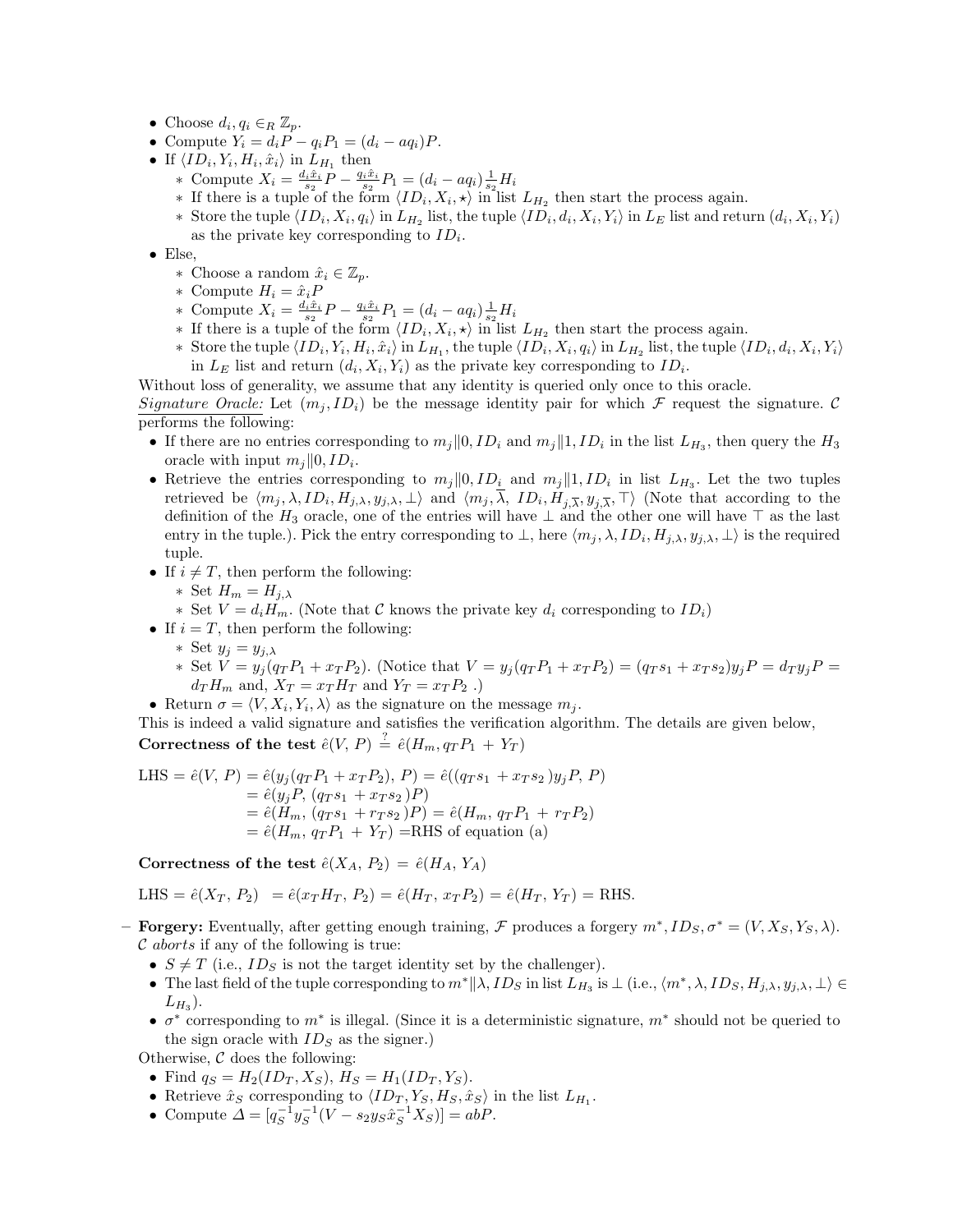- Choose $d_i, q_i \in_R \mathbb{Z}_p$.
- Compute $Y_i = d_i P - q_i P_1 = (d_i - aq_i)P$.
- If $\langle ID_i, Y_i, H_i, \hat{x}_i \rangle$ in $L_{H_1}$ then
  - ∗ Compute $X_i = \frac{d_i \hat{x}_i}{s_2} P - \frac{q_i \hat{x}_i}{s_2} P_1 = (d_i - aq_i)\frac{1}{s_2} H_i$
  - ∗ If there is a tuple of the form $\langle ID_i, X_i, \star \rangle$ in list $L_{H_2}$ then start the process again.
  - ∗ Store the tuple $\langle ID_i, X_i, q_i \rangle$ in $L_{H_2}$ list, the tuple $\langle ID_i, d_i, X_i, Y_i \rangle$ in $L_E$ list and return $(d_i, X_i, Y_i)$ as the private key corresponding to $ID_i$.
- Else,
  - ∗ Choose a random $\hat{x}_i \in \mathbb{Z}_p$.
  - ∗ Compute $H_i = \hat{x}_i P$
  - ∗ Compute $X_i = \frac{d_i \hat{x}_i}{s_2} P - \frac{q_i \hat{x}_i}{s_2} P_1 = (d_i - aq_i)\frac{1}{s_2} H_i$
  - ∗ If there is a tuple of the form $\langle ID_i, X_i, \star \rangle$ in list $L_{H_2}$ then start the process again.
  - ∗ Store the tuple $\langle ID_i, Y_i, H_i, \hat{x}_i \rangle$ in $L_{H_1}$, the tuple $\langle ID_i, X_i, q_i \rangle$ in $L_{H_2}$ list, the tuple $\langle ID_i, d_i, X_i, Y_i \rangle$ in $L_E$ list and return $(d_i, X_i, Y_i)$ as the private key corresponding to $ID_i$.

Without loss of generality, we assume that any identity is queried only once to this oracle.

*Signature Oracle:* Let $(m_j, ID_i)$ be the message identity pair for which $\mathcal{F}$ request the signature. $\mathcal{C}$ performs the following:

- If there are no entries corresponding to $m_j \| 0, ID_i$ and $m_j \| 1, ID_i$ in the list $L_{H_3}$, then query the $H_3$ oracle with input $m_j \| 0, ID_i$.
- Retrieve the entries corresponding to $m_j \| 0, ID_i$ and $m_j \| 1, ID_i$ in list $L_{H_3}$. Let the two tuples retrieved be $\langle m_j, \lambda, ID_i, H_{j,\lambda}, y_{j,\lambda}, \perp \rangle$ and $\langle m_j, \overline{\lambda}, ID_i, H_{j,\overline{\lambda}}, y_{j,\overline{\lambda}}, \top \rangle$ (Note that according to the definition of the $H_3$ oracle, one of the entries will have $\perp$ and the other one will have $\top$ as the last entry in the tuple.). Pick the entry corresponding to $\perp$, here $\langle m_j, \lambda, ID_i, H_{j,\lambda}, y_{j,\lambda}, \perp \rangle$ is the required tuple.
- If $i \neq T$, then perform the following:
  - ∗ Set $H_m = H_{j,\lambda}$
  - ∗ Set $V = d_i H_m$. (Note that $\mathcal{C}$ knows the private key $d_i$ corresponding to $ID_i$)
- If $i = T$, then perform the following:
  - ∗ Set $y_j = y_{j,\lambda}$
  - ∗ Set $V = y_j(q_T P_1 + x_T P_2)$. (Notice that $V = y_j(q_T P_1 + x_T P_2) = (q_T s_1 + x_T s_2) y_j P = d_T y_j P = d_T H_m$ and, $X_T = x_T H_T$ and $Y_T = x_T P_2$ .)
- Return $\sigma = \langle V, X_i, Y_i, \lambda \rangle$ as the signature on the message $m_j$.

This is indeed a valid signature and satisfies the verification algorithm. The details are given below,

**Correctness of the test** $\hat{e}(V, P) \stackrel{?}{=} \hat{e}(H_m, q_T P_1 + Y_T)$

$$
\begin{aligned}
\text{LHS} = \hat{e}(V, P) &= \hat{e}(y_j(q_T P_1 + x_T P_2), P) = \hat{e}((q_T s_1 + x_T s_2) y_j P, P) \\
&= \hat{e}(y_j P, (q_T s_1 + x_T s_2) P) \\
&= \hat{e}(H_m, (q_T s_1 + r_T s_2) P) = \hat{e}(H_m, q_T P_1 + r_T P_2) \\
&= \hat{e}(H_m, q_T P_1 + Y_T) = \text{RHS of equation (a)}
\end{aligned}
$$

**Correctness of the test** $\hat{e}(X_A, P_2) = \hat{e}(H_A, Y_A)$

$$
\text{LHS} = \hat{e}(X_T, P_2) = \hat{e}(x_T H_T, P_2) = \hat{e}(H_T, x_T P_2) = \hat{e}(H_T, Y_T) = \text{RHS}.
$$

– **Forgery:** Eventually, after getting enough training, $\mathcal{F}$ produces a forgery $m^*, ID_S, \sigma^* = (V, X_S, Y_S, \lambda)$. $\mathcal{C}$ *aborts* if any of the following is true:

- $S \neq T$ (i.e., $ID_S$ is not the target identity set by the challenger).
- The last field of the tuple corresponding to $m^* \| \lambda, ID_S$ in list $L_{H_3}$ is $\perp$ (i.e., $\langle m^*, \lambda, ID_S, H_{j,\lambda}, y_{j,\lambda}, \perp \rangle \in L_{H_3}$).
- $\sigma^*$ corresponding to $m^*$ is illegal. (Since it is a deterministic signature, $m^*$ should not be queried to the sign oracle with $ID_S$ as the signer.)

Otherwise, $\mathcal{C}$ does the following:

- Find $q_S = H_2(ID_T, X_S)$, $H_S = H_1(ID_T, Y_S)$.
- Retrieve $\hat{x}_S$ corresponding to $\langle ID_T, Y_S, H_S, \hat{x}_S \rangle$ in the list $L_{H_1}$.
- Compute $\Delta = [q_S^{-1} y_S^{-1}(V - s_2 y_S \hat{x}_S^{-1} X_S)] = abP$.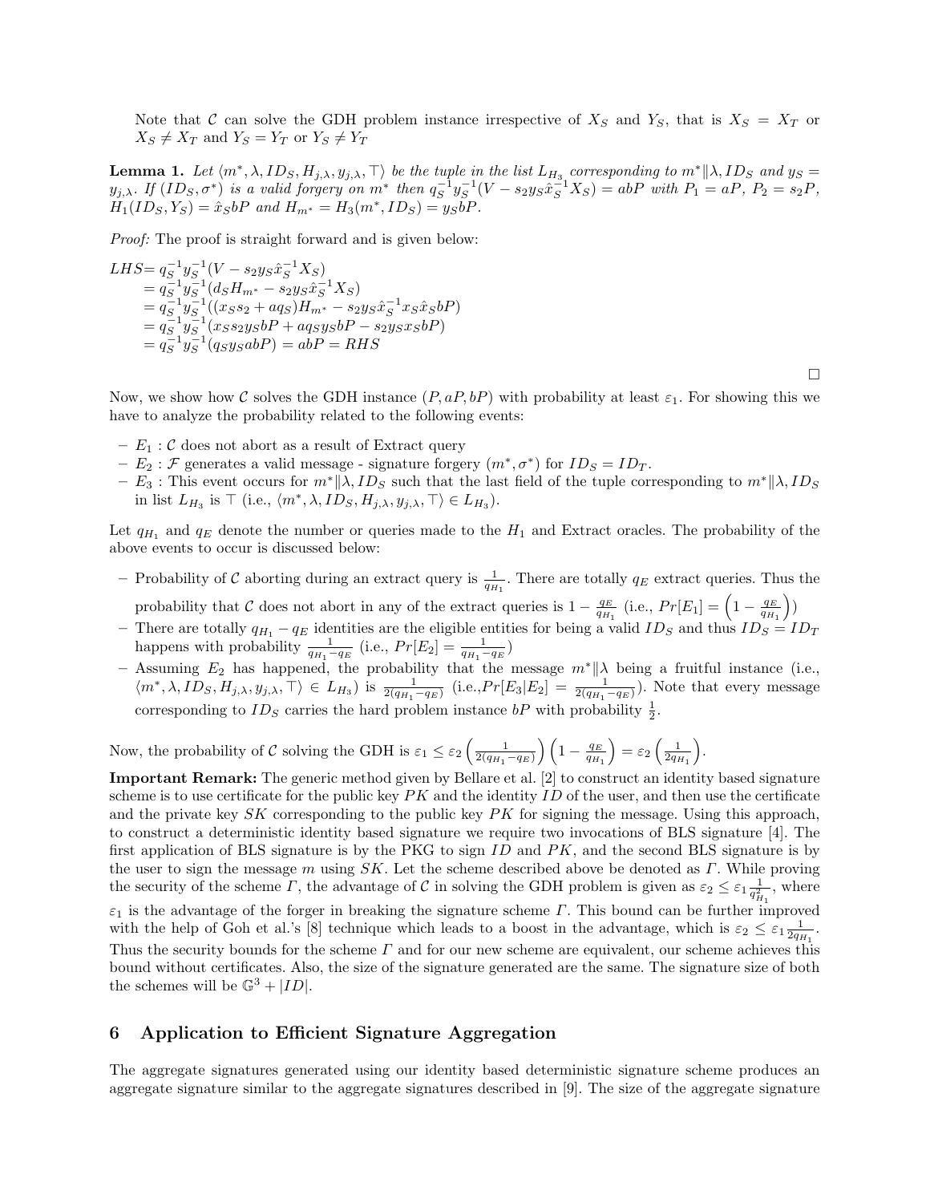Note that $\mathcal{C}$ can solve the GDH problem instance irrespective of $X_S$ and $Y_S$, that is $X_S = X_T$ or $X_S \neq X_T$ and $Y_S = Y_T$ or $Y_S \neq Y_T$

**Lemma 1.** *Let $\langle m^*, \lambda, ID_S, H_{j,\lambda}, y_{j,\lambda}, \top\rangle$ be the tuple in the list $L_{H_3}$ corresponding to $m^*\|\lambda, ID_S$ and $y_S = y_{j,\lambda}$. If $(ID_S, \sigma^*)$ is a valid forgery on $m^*$ then $q_S^{-1} y_S^{-1}(V - s_2 y_S \hat{x}_S^{-1} X_S) = abP$ with $P_1 = aP$, $P_2 = s_2 P$, $H_1(ID_S, Y_S) = \hat{x}_S bP$ and $H_{m^*} = H_3(m^*, ID_S) = y_S bP$.*

*Proof:* The proof is straight forward and is given below:

$$
\begin{aligned}
LHS &= q_S^{-1} y_S^{-1}(V - s_2 y_S \hat{x}_S^{-1} X_S) \\
&= q_S^{-1} y_S^{-1}(d_S H_{m^*} - s_2 y_S \hat{x}_S^{-1} X_S) \\
&= q_S^{-1} y_S^{-1}((x_S s_2 + a q_S) H_{m^*} - s_2 y_S \hat{x}_S^{-1} x_S \hat{x}_S bP) \\
&= q_S^{-1} y_S^{-1}(x_S s_2 y_S bP + a q_S y_S bP - s_2 y_S x_S bP) \\
&= q_S^{-1} y_S^{-1}(q_S y_S abP) = abP = RHS
\end{aligned}
$$

□

Now, we show how $\mathcal{C}$ solves the GDH instance $(P, aP, bP)$ with probability at least $\varepsilon_1$. For showing this we have to analyze the probability related to the following events:

- $E_1$ : $\mathcal{C}$ does not abort as a result of Extract query
- $E_2$ : $\mathcal{F}$ generates a valid message - signature forgery $(m^*, \sigma^*)$ for $ID_S = ID_T$.
- $E_3$ : This event occurs for $m^*\|\lambda, ID_S$ such that the last field of the tuple corresponding to $m^*\|\lambda, ID_S$ in list $L_{H_3}$ is $\top$ (i.e., $\langle m^*, \lambda, ID_S, H_{j,\lambda}, y_{j,\lambda}, \top\rangle \in L_{H_3}$).

Let $q_{H_1}$ and $q_E$ denote the number or queries made to the $H_1$ and Extract oracles. The probability of the above events to occur is discussed below:

- Probability of $\mathcal{C}$ aborting during an extract query is $\frac{1}{q_{H_1}}$. There are totally $q_E$ extract queries. Thus the probability that $\mathcal{C}$ does not abort in any of the extract queries is $1 - \frac{q_E}{q_{H_1}}$ (i.e., $Pr[E_1] = \left(1 - \frac{q_E}{q_{H_1}}\right)$)
- There are totally $q_{H_1} - q_E$ identities are the eligible entities for being a valid $ID_S$ and thus $ID_S = ID_T$ happens with probability $\frac{1}{q_{H_1} - q_E}$ (i.e., $Pr[E_2] = \frac{1}{q_{H_1} - q_E}$)
- Assuming $E_2$ has happened, the probability that the message $m^*\|\lambda$ being a fruitful instance (i.e., $\langle m^*, \lambda, ID_S, H_{j,\lambda}, y_{j,\lambda}, \top\rangle \in L_{H_3}$) is $\frac{1}{2(q_{H_1} - q_E)}$ (i.e.,$Pr[E_3|E_2] = \frac{1}{2(q_{H_1} - q_E)}$). Note that every message corresponding to $ID_S$ carries the hard problem instance $bP$ with probability $\frac{1}{2}$.

Now, the probability of $\mathcal{C}$ solving the GDH is $\varepsilon_1 \leq \varepsilon_2 \left(\frac{1}{2(q_{H_1} - q_E)}\right)\left(1 - \frac{q_E}{q_{H_1}}\right) = \varepsilon_2 \left(\frac{1}{2q_{H_1}}\right)$.

**Important Remark:** The generic method given by Bellare et al. [2] to construct an identity based signature scheme is to use certificate for the public key $PK$ and the identity $ID$ of the user, and then use the certificate and the private key $SK$ corresponding to the public key $PK$ for signing the message. Using this approach, to construct a deterministic identity based signature we require two invocations of BLS signature [4]. The first application of BLS signature is by the PKG to sign $ID$ and $PK$, and the second BLS signature is by the user to sign the message $m$ using $SK$. Let the scheme described above be denoted as $\Gamma$. While proving the security of the scheme $\Gamma$, the advantage of $\mathcal{C}$ in solving the GDH problem is given as $\varepsilon_2 \leq \varepsilon_1 \frac{1}{q_{H_1}^2}$, where $\varepsilon_1$ is the advantage of the forger in breaking the signature scheme $\Gamma$. This bound can be further improved with the help of Goh et al.'s [8] technique which leads to a boost in the advantage, which is $\varepsilon_2 \leq \varepsilon_1 \frac{1}{2q_{H_1}}$. Thus the security bounds for the scheme $\Gamma$ and for our new scheme are equivalent, our scheme achieves this bound without certificates. Also, the size of the signature generated are the same. The signature size of both the schemes will be $\mathbb{G}^3 + |ID|$.

## 6 Application to Efficient Signature Aggregation

The aggregate signatures generated using our identity based deterministic signature scheme produces an aggregate signature similar to the aggregate signatures described in [9]. The size of the aggregate signature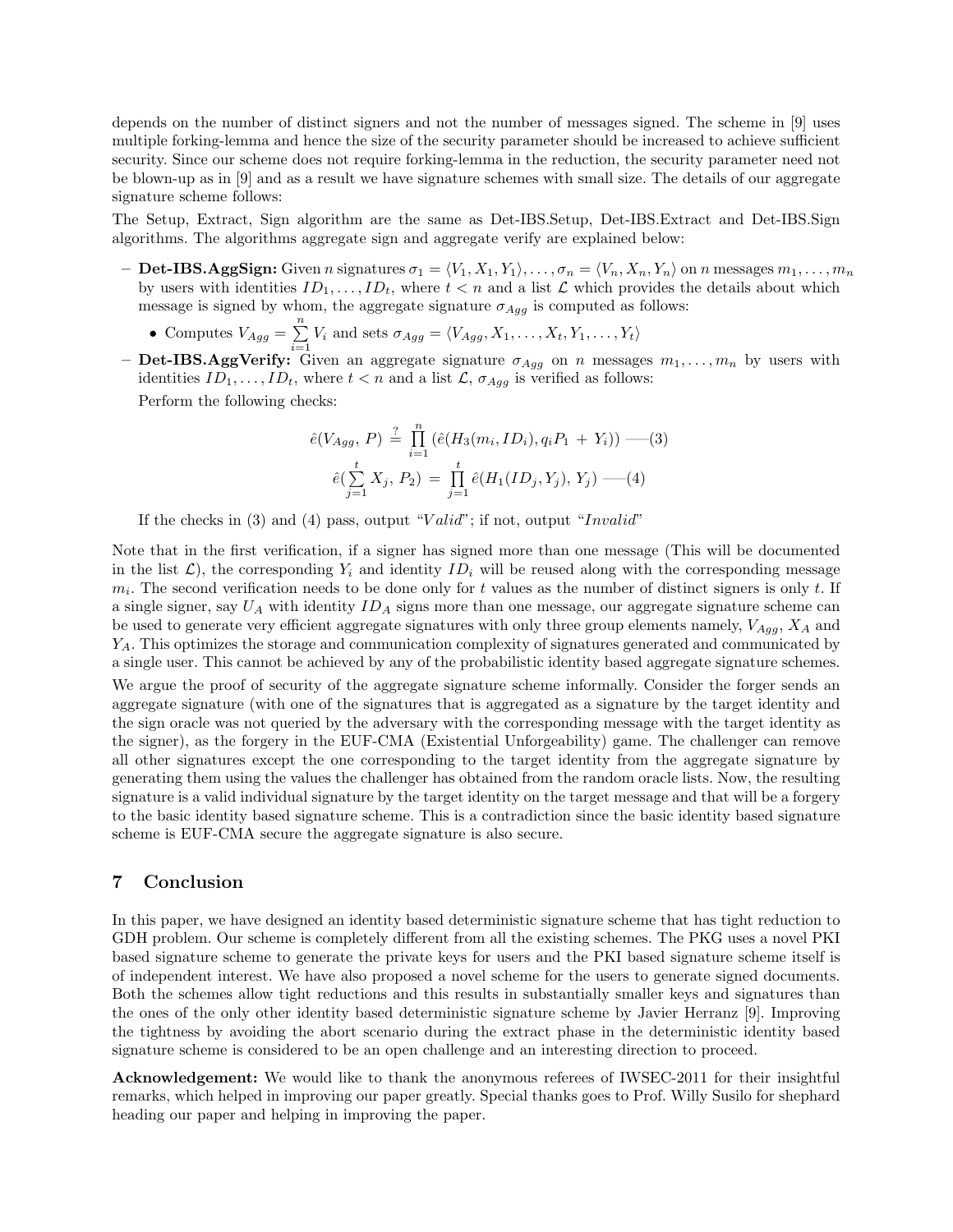depends on the number of distinct signers and not the number of messages signed. The scheme in [9] uses multiple forking-lemma and hence the size of the security parameter should be increased to achieve sufficient security. Since our scheme does not require forking-lemma in the reduction, the security parameter need not be blown-up as in [9] and as a result we have signature schemes with small size. The details of our aggregate signature scheme follows:

The Setup, Extract, Sign algorithm are the same as Det-IBS.Setup, Det-IBS.Extract and Det-IBS.Sign algorithms. The algorithms aggregate sign and aggregate verify are explained below:

- **Det-IBS.AggSign:** Given $n$ signatures $\sigma_1 = \langle V_1, X_1, Y_1 \rangle, \ldots, \sigma_n = \langle V_n, X_n, Y_n \rangle$ on $n$ messages $m_1, \ldots, m_n$ by users with identities $ID_1, \ldots, ID_t$, where $t < n$ and a list $\mathcal{L}$ which provides the details about which message is signed by whom, the aggregate signature $\sigma_{Agg}$ is computed as follows:
  - Computes $V_{Agg} = \sum_{i=1}^{n} V_i$ and sets $\sigma_{Agg} = \langle V_{Agg}, X_1, \ldots, X_t, Y_1, \ldots, Y_t \rangle$
- **Det-IBS.AggVerify:** Given an aggregate signature $\sigma_{Agg}$ on $n$ messages $m_1, \ldots, m_n$ by users with identities $ID_1, \ldots, ID_t$, where $t < n$ and a list $\mathcal{L}$, $\sigma_{Agg}$ is verified as follows:

  Perform the following checks:

$$\hat{e}(V_{Agg}, P) \stackrel{?}{=} \prod_{i=1}^{n} \left(\hat{e}(H_3(m_i, ID_i), q_i P_1 + Y_i)\right) \text{——}(3)$$

$$\hat{e}\left(\sum_{j=1}^{t} X_j, P_2\right) = \prod_{j=1}^{t} \hat{e}(H_1(ID_j, Y_j), Y_j) \text{——}(4)$$

  If the checks in (3) and (4) pass, output "$Valid$"; if not, output "$Invalid$"

Note that in the first verification, if a signer has signed more than one message (This will be documented in the list $\mathcal{L}$), the corresponding $Y_i$ and identity $ID_i$ will be reused along with the corresponding message $m_i$. The second verification needs to be done only for $t$ values as the number of distinct signers is only $t$. If a single signer, say $U_A$ with identity $ID_A$ signs more than one message, our aggregate signature scheme can be used to generate very efficient aggregate signatures with only three group elements namely, $V_{Agg}$, $X_A$ and $Y_A$. This optimizes the storage and communication complexity of signatures generated and communicated by a single user. This cannot be achieved by any of the probabilistic identity based aggregate signature schemes.

We argue the proof of security of the aggregate signature scheme informally. Consider the forger sends an aggregate signature (with one of the signatures that is aggregated as a signature by the target identity and the sign oracle was not queried by the adversary with the corresponding message with the target identity as the signer), as the forgery in the EUF-CMA (Existential Unforgeability) game. The challenger can remove all other signatures except the one corresponding to the target identity from the aggregate signature by generating them using the values the challenger has obtained from the random oracle lists. Now, the resulting signature is a valid individual signature by the target identity on the target message and that will be a forgery to the basic identity based signature scheme. This is a contradiction since the basic identity based signature scheme is EUF-CMA secure the aggregate signature is also secure.

## 7 Conclusion

In this paper, we have designed an identity based deterministic signature scheme that has tight reduction to GDH problem. Our scheme is completely different from all the existing schemes. The PKG uses a novel PKI based signature scheme to generate the private keys for users and the PKI based signature scheme itself is of independent interest. We have also proposed a novel scheme for the users to generate signed documents. Both the schemes allow tight reductions and this results in substantially smaller keys and signatures than the ones of the only other identity based deterministic signature scheme by Javier Herranz [9]. Improving the tightness by avoiding the abort scenario during the extract phase in the deterministic identity based signature scheme is considered to be an open challenge and an interesting direction to proceed.

**Acknowledgement:** We would like to thank the anonymous referees of IWSEC-2011 for their insightful remarks, which helped in improving our paper greatly. Special thanks goes to Prof. Willy Susilo for shephard heading our paper and helping in improving the paper.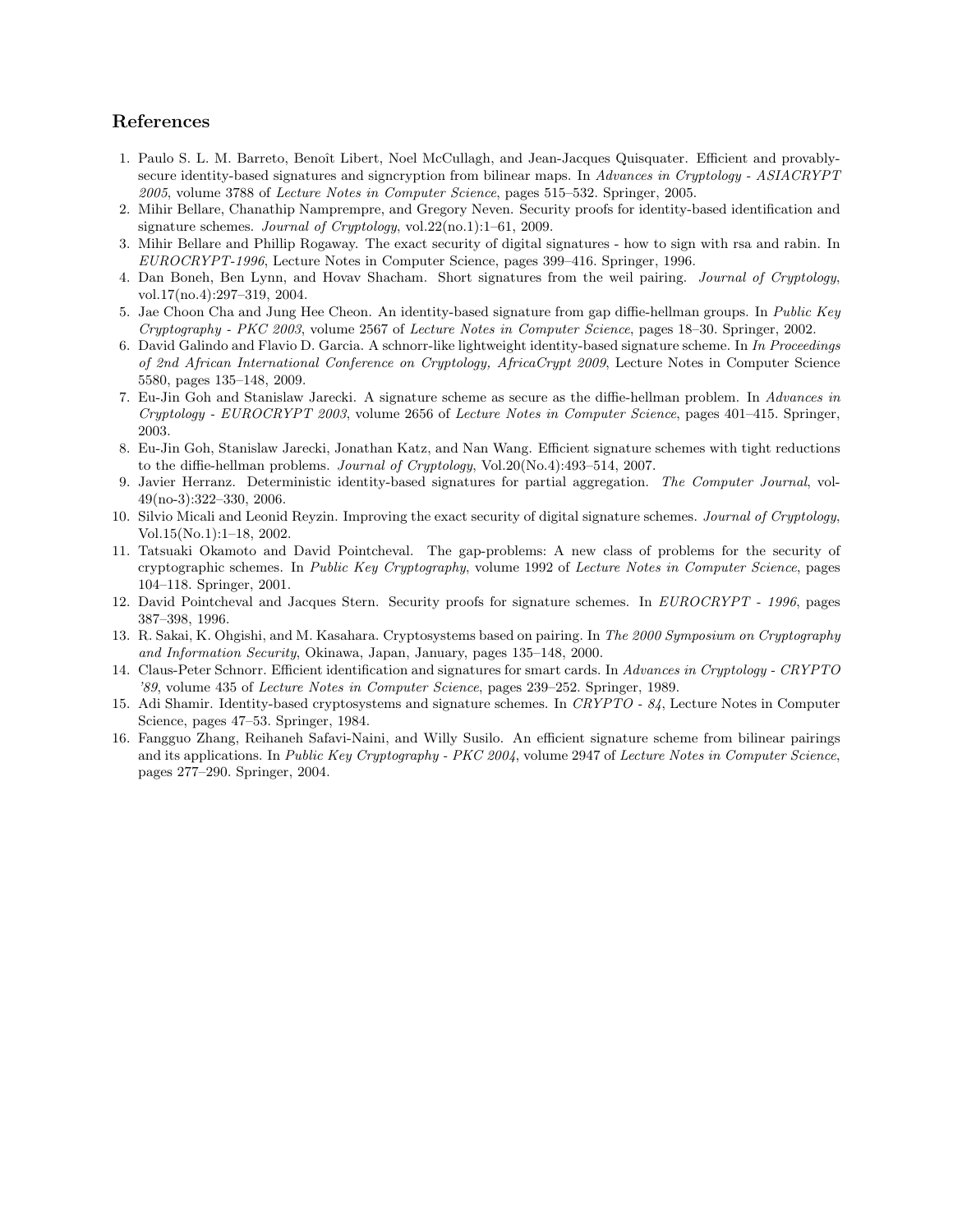## References

1. Paulo S. L. M. Barreto, Benoît Libert, Noel McCullagh, and Jean-Jacques Quisquater. Efficient and provably-secure identity-based signatures and signcryption from bilinear maps. In *Advances in Cryptology - ASIACRYPT 2005*, volume 3788 of *Lecture Notes in Computer Science*, pages 515–532. Springer, 2005.
2. Mihir Bellare, Chanathip Namprempre, and Gregory Neven. Security proofs for identity-based identification and signature schemes. *Journal of Cryptology*, vol.22(no.1):1–61, 2009.
3. Mihir Bellare and Phillip Rogaway. The exact security of digital signatures - how to sign with rsa and rabin. In *EUROCRYPT-1996*, Lecture Notes in Computer Science, pages 399–416. Springer, 1996.
4. Dan Boneh, Ben Lynn, and Hovav Shacham. Short signatures from the weil pairing. *Journal of Cryptology*, vol.17(no.4):297–319, 2004.
5. Jae Choon Cha and Jung Hee Cheon. An identity-based signature from gap diffie-hellman groups. In *Public Key Cryptography - PKC 2003*, volume 2567 of *Lecture Notes in Computer Science*, pages 18–30. Springer, 2002.
6. David Galindo and Flavio D. Garcia. A schnorr-like lightweight identity-based signature scheme. In *In Proceedings of 2nd African International Conference on Cryptology, AfricaCrypt 2009*, Lecture Notes in Computer Science 5580, pages 135–148, 2009.
7. Eu-Jin Goh and Stanislaw Jarecki. A signature scheme as secure as the diffie-hellman problem. In *Advances in Cryptology - EUROCRYPT 2003*, volume 2656 of *Lecture Notes in Computer Science*, pages 401–415. Springer, 2003.
8. Eu-Jin Goh, Stanislaw Jarecki, Jonathan Katz, and Nan Wang. Efficient signature schemes with tight reductions to the diffie-hellman problems. *Journal of Cryptology*, Vol.20(No.4):493–514, 2007.
9. Javier Herranz. Deterministic identity-based signatures for partial aggregation. *The Computer Journal*, vol-49(no-3):322–330, 2006.
10. Silvio Micali and Leonid Reyzin. Improving the exact security of digital signature schemes. *Journal of Cryptology*, Vol.15(No.1):1–18, 2002.
11. Tatsuaki Okamoto and David Pointcheval. The gap-problems: A new class of problems for the security of cryptographic schemes. In *Public Key Cryptography*, volume 1992 of *Lecture Notes in Computer Science*, pages 104–118. Springer, 2001.
12. David Pointcheval and Jacques Stern. Security proofs for signature schemes. In *EUROCRYPT - 1996*, pages 387–398, 1996.
13. R. Sakai, K. Ohgishi, and M. Kasahara. Cryptosystems based on pairing. In *The 2000 Symposium on Cryptography and Information Security*, Okinawa, Japan, January, pages 135–148, 2000.
14. Claus-Peter Schnorr. Efficient identification and signatures for smart cards. In *Advances in Cryptology - CRYPTO '89*, volume 435 of *Lecture Notes in Computer Science*, pages 239–252. Springer, 1989.
15. Adi Shamir. Identity-based cryptosystems and signature schemes. In *CRYPTO - 84*, Lecture Notes in Computer Science, pages 47–53. Springer, 1984.
16. Fangguo Zhang, Reihaneh Safavi-Naini, and Willy Susilo. An efficient signature scheme from bilinear pairings and its applications. In *Public Key Cryptography - PKC 2004*, volume 2947 of *Lecture Notes in Computer Science*, pages 277–290. Springer, 2004.